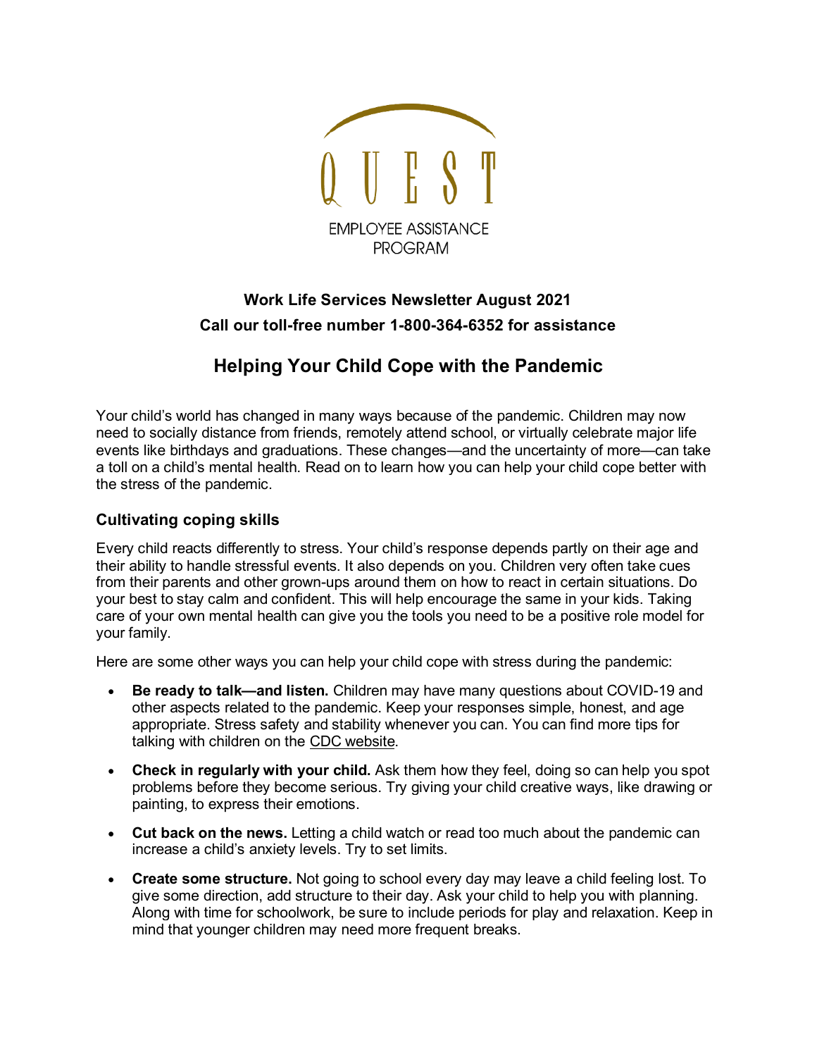QUEST

EMPLOYEE ASSISTANCE PROGRAM

**Work Life Services Newsletter August 2021**

**Call our toll-free number 1-800-364-6352 for assistance**

# Helping Your Child Cope with the Pandemic

Your child's world has changed in many ways because of the pandemic. Children may now need to socially distance from friends, remotely attend school, or virtually celebrate major life events like birthdays and graduations. These changes—and the uncertainty of more—can take a toll on a child's mental health. Read on to learn how you can help your child cope better with the stress of the pandemic.

## Cultivating coping skills

Every child reacts differently to stress. Your child's response depends partly on their age and their ability to handle stressful events. It also depends on you. Children very often take cues from their parents and other grown-ups around them on how to react in certain situations. Do your best to stay calm and confident. This will help encourage the same in your kids. Taking care of your own mental health can give you the tools you need to be a positive role model for your family.

Here are some other ways you can help your child cope with stress during the pandemic:

- **Be ready to talk—and listen.** Children may have many questions about COVID-19 and other aspects related to the pandemic. Keep your responses simple, honest, and age appropriate. Stress safety and stability whenever you can. You can find more tips for talking with children on the CDC website.
- **Check in regularly with your child.** Ask them how they feel, doing so can help you spot problems before they become serious. Try giving your child creative ways, like drawing or painting, to express their emotions.
- **Cut back on the news.** Letting a child watch or read too much about the pandemic can increase a child's anxiety levels. Try to set limits.
- **Create some structure.** Not going to school every day may leave a child feeling lost. To give some direction, add structure to their day. Ask your child to help you with planning. Along with time for schoolwork, be sure to include periods for play and relaxation. Keep in mind that younger children may need more frequent breaks.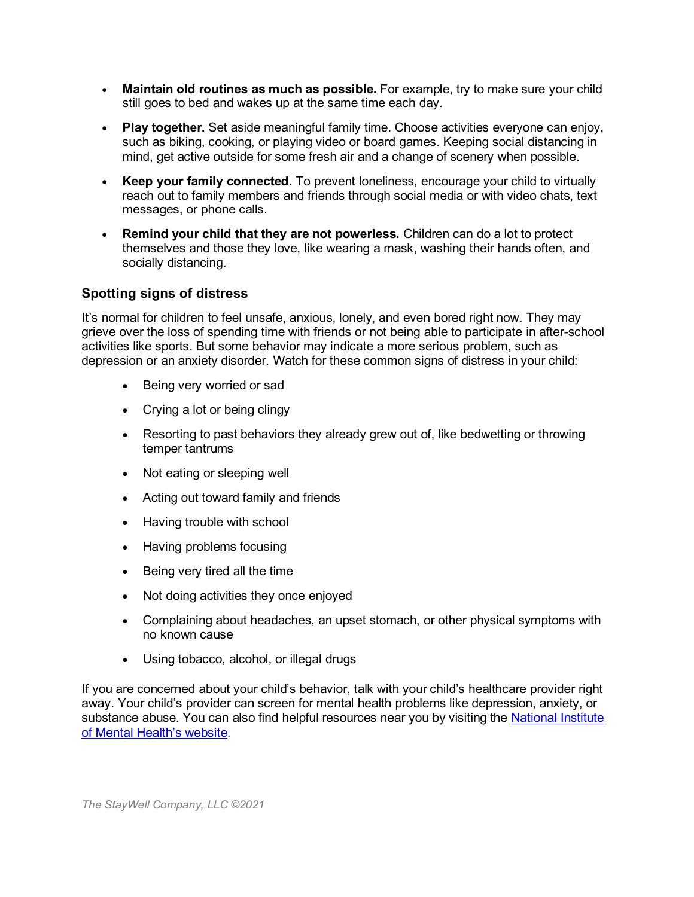- **Maintain old routines as much as possible.** For example, try to make sure your child still goes to bed and wakes up at the same time each day.

- **Play together.** Set aside meaningful family time. Choose activities everyone can enjoy, such as biking, cooking, or playing video or board games. Keeping social distancing in mind, get active outside for some fresh air and a change of scenery when possible.

- **Keep your family connected.** To prevent loneliness, encourage your child to virtually reach out to family members and friends through social media or with video chats, text messages, or phone calls.

- **Remind your child that they are not powerless.** Children can do a lot to protect themselves and those they love, like wearing a mask, washing their hands often, and socially distancing.

### Spotting signs of distress

It's normal for children to feel unsafe, anxious, lonely, and even bored right now. They may grieve over the loss of spending time with friends or not being able to participate in after-school activities like sports. But some behavior may indicate a more serious problem, such as depression or an anxiety disorder. Watch for these common signs of distress in your child:

- Being very worried or sad
- Crying a lot or being clingy
- Resorting to past behaviors they already grew out of, like bedwetting or throwing temper tantrums
- Not eating or sleeping well
- Acting out toward family and friends
- Having trouble with school
- Having problems focusing
- Being very tired all the time
- Not doing activities they once enjoyed
- Complaining about headaches, an upset stomach, or other physical symptoms with no known cause
- Using tobacco, alcohol, or illegal drugs

If you are concerned about your child's behavior, talk with your child's healthcare provider right away. Your child's provider can screen for mental health problems like depression, anxiety, or substance abuse. You can also find helpful resources near you by visiting the National Institute of Mental Health's website.

*The StayWell Company, LLC ©2021*